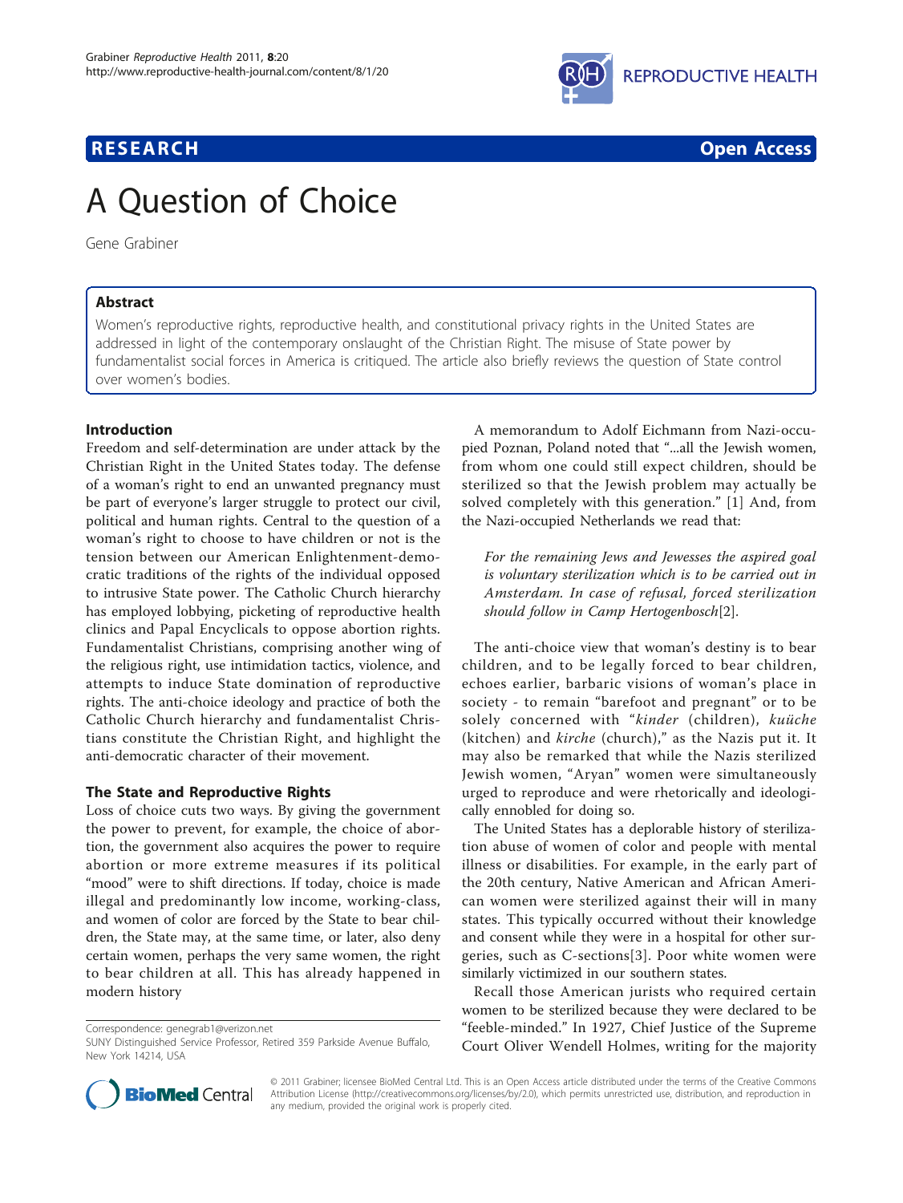## RESEARCH Open Access

# A Question of Choice

Gene Grabiner

## Abstract

Women's reproductive rights, reproductive health, and constitutional privacy rights in the United States are addressed in light of the contemporary onslaught of the Christian Right. The misuse of State power by fundamentalist social forces in America is critiqued. The article also briefly reviews the question of State control over women's bodies.

### Introduction

Freedom and self-determination are under attack by the Christian Right in the United States today. The defense of a woman's right to end an unwanted pregnancy must be part of everyone's larger struggle to protect our civil, political and human rights. Central to the question of a woman's right to choose to have children or not is the tension between our American Enlightenment-democratic traditions of the rights of the individual opposed to intrusive State power. The Catholic Church hierarchy has employed lobbying, picketing of reproductive health clinics and Papal Encyclicals to oppose abortion rights. Fundamentalist Christians, comprising another wing of the religious right, use intimidation tactics, violence, and attempts to induce State domination of reproductive rights. The anti-choice ideology and practice of both the Catholic Church hierarchy and fundamentalist Christians constitute the Christian Right, and highlight the anti-democratic character of their movement.

### The State and Reproductive Rights

Loss of choice cuts two ways. By giving the government the power to prevent, for example, the choice of abortion, the government also acquires the power to require abortion or more extreme measures if its political "mood" were to shift directions. If today, choice is made illegal and predominantly low income, working-class, and women of color are forced by the State to bear children, the State may, at the same time, or later, also deny certain women, perhaps the very same women, the right to bear children at all. This has already happened in modern history

Correspondence: genegrab1@verizon.net
SUNY Distinguished Service Professor, Retired 359 Parkside Avenue Buffalo, New York 14214, USA

A memorandum to Adolf Eichmann from Nazi-occupied Poznan, Poland noted that "...all the Jewish women, from whom one could still expect children, should be sterilized so that the Jewish problem may actually be solved completely with this generation." [1] And, from the Nazi-occupied Netherlands we read that:

> *For the remaining Jews and Jewesses the aspired goal is voluntary sterilization which is to be carried out in Amsterdam. In case of refusal, forced sterilization should follow in Camp Hertogenbosch*[2].

The anti-choice view that woman's destiny is to bear children, and to be legally forced to bear children, echoes earlier, barbaric visions of woman's place in society - to remain "barefoot and pregnant" or to be solely concerned with "*kinder* (children), *kuüche* (kitchen) and *kirche* (church)," as the Nazis put it. It may also be remarked that while the Nazis sterilized Jewish women, "Aryan" women were simultaneously urged to reproduce and were rhetorically and ideologically ennobled for doing so.

The United States has a deplorable history of sterilization abuse of women of color and people with mental illness or disabilities. For example, in the early part of the 20th century, Native American and African American women were sterilized against their will in many states. This typically occurred without their knowledge and consent while they were in a hospital for other surgeries, such as C-sections[3]. Poor white women were similarly victimized in our southern states.

Recall those American jurists who required certain women to be sterilized because they were declared to be "feeble-minded." In 1927, Chief Justice of the Supreme Court Oliver Wendell Holmes, writing for the majority

© 2011 Grabiner; licensee BioMed Central Ltd. This is an Open Access article distributed under the terms of the Creative Commons Attribution License (http://creativecommons.org/licenses/by/2.0), which permits unrestricted use, distribution, and reproduction in any medium, provided the original work is properly cited.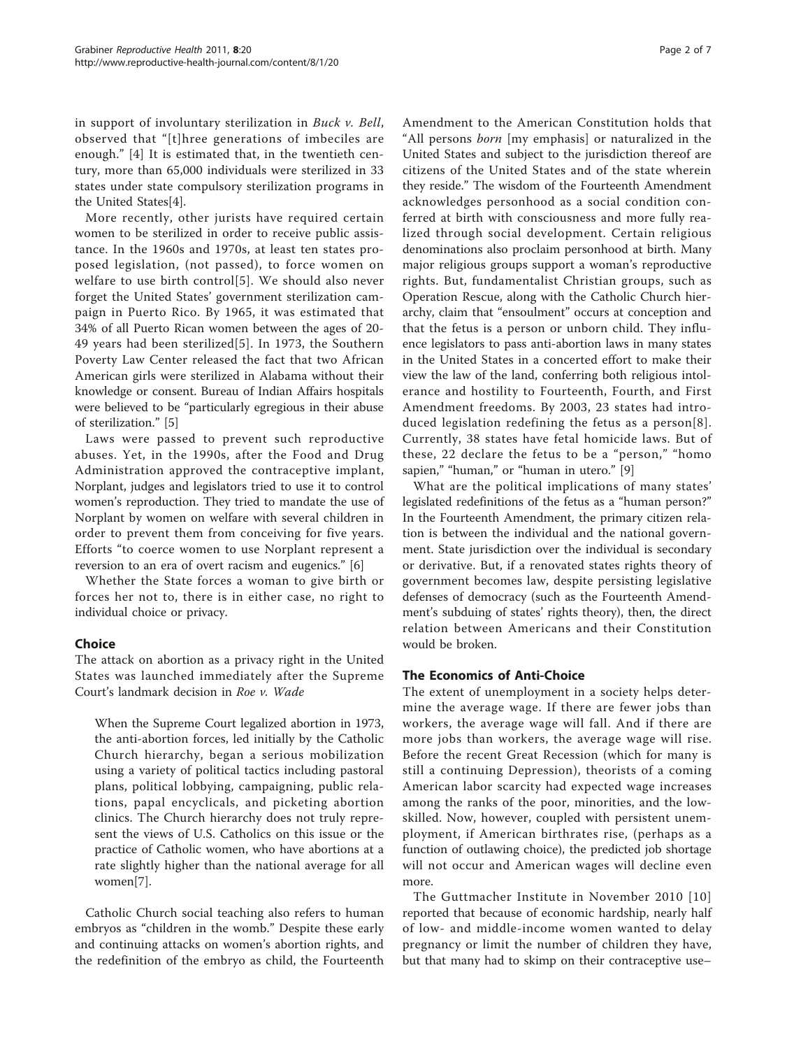in support of involuntary sterilization in *Buck v. Bell*, observed that "[t]hree generations of imbeciles are enough." [4] It is estimated that, in the twentieth century, more than 65,000 individuals were sterilized in 33 states under state compulsory sterilization programs in the United States[4].

More recently, other jurists have required certain women to be sterilized in order to receive public assistance. In the 1960s and 1970s, at least ten states proposed legislation, (not passed), to force women on welfare to use birth control[5]. We should also never forget the United States' government sterilization campaign in Puerto Rico. By 1965, it was estimated that 34% of all Puerto Rican women between the ages of 20-49 years had been sterilized[5]. In 1973, the Southern Poverty Law Center released the fact that two African American girls were sterilized in Alabama without their knowledge or consent. Bureau of Indian Affairs hospitals were believed to be "particularly egregious in their abuse of sterilization." [5]

Laws were passed to prevent such reproductive abuses. Yet, in the 1990s, after the Food and Drug Administration approved the contraceptive implant, Norplant, judges and legislators tried to use it to control women's reproduction. They tried to mandate the use of Norplant by women on welfare with several children in order to prevent them from conceiving for five years. Efforts "to coerce women to use Norplant represent a reversion to an era of overt racism and eugenics." [6]

Whether the State forces a woman to give birth or forces her not to, there is in either case, no right to individual choice or privacy.

## Choice

The attack on abortion as a privacy right in the United States was launched immediately after the Supreme Court's landmark decision in *Roe v. Wade*

> When the Supreme Court legalized abortion in 1973, the anti-abortion forces, led initially by the Catholic Church hierarchy, began a serious mobilization using a variety of political tactics including pastoral plans, political lobbying, campaigning, public relations, papal encyclicals, and picketing abortion clinics. The Church hierarchy does not truly represent the views of U.S. Catholics on this issue or the practice of Catholic women, who have abortions at a rate slightly higher than the national average for all women[7].

Catholic Church social teaching also refers to human embryos as "children in the womb." Despite these early and continuing attacks on women's abortion rights, and the redefinition of the embryo as child, the Fourteenth Amendment to the American Constitution holds that "All persons *born* [my emphasis] or naturalized in the United States and subject to the jurisdiction thereof are citizens of the United States and of the state wherein they reside." The wisdom of the Fourteenth Amendment acknowledges personhood as a social condition conferred at birth with consciousness and more fully realized through social development. Certain religious denominations also proclaim personhood at birth. Many major religious groups support a woman's reproductive rights. But, fundamentalist Christian groups, such as Operation Rescue, along with the Catholic Church hierarchy, claim that "ensoulment" occurs at conception and that the fetus is a person or unborn child. They influence legislators to pass anti-abortion laws in many states in the United States in a concerted effort to make their view the law of the land, conferring both religious intolerance and hostility to Fourteenth, Fourth, and First Amendment freedoms. By 2003, 23 states had introduced legislation redefining the fetus as a person[8]. Currently, 38 states have fetal homicide laws. But of these, 22 declare the fetus to be a "person," "homo sapien," "human," or "human in utero." [9]

What are the political implications of many states' legislated redefinitions of the fetus as a "human person?" In the Fourteenth Amendment, the primary citizen relation is between the individual and the national government. State jurisdiction over the individual is secondary or derivative. But, if a renovated states rights theory of government becomes law, despite persisting legislative defenses of democracy (such as the Fourteenth Amendment's subduing of states' rights theory), then, the direct relation between Americans and their Constitution would be broken.

## The Economics of Anti-Choice

The extent of unemployment in a society helps determine the average wage. If there are fewer jobs than workers, the average wage will fall. And if there are more jobs than workers, the average wage will rise. Before the recent Great Recession (which for many is still a continuing Depression), theorists of a coming American labor scarcity had expected wage increases among the ranks of the poor, minorities, and the low-skilled. Now, however, coupled with persistent unemployment, if American birthrates rise, (perhaps as a function of outlawing choice), the predicted job shortage will not occur and American wages will decline even more.

The Guttmacher Institute in November 2010 [10] reported that because of economic hardship, nearly half of low- and middle-income women wanted to delay pregnancy or limit the number of children they have, but that many had to skimp on their contraceptive use–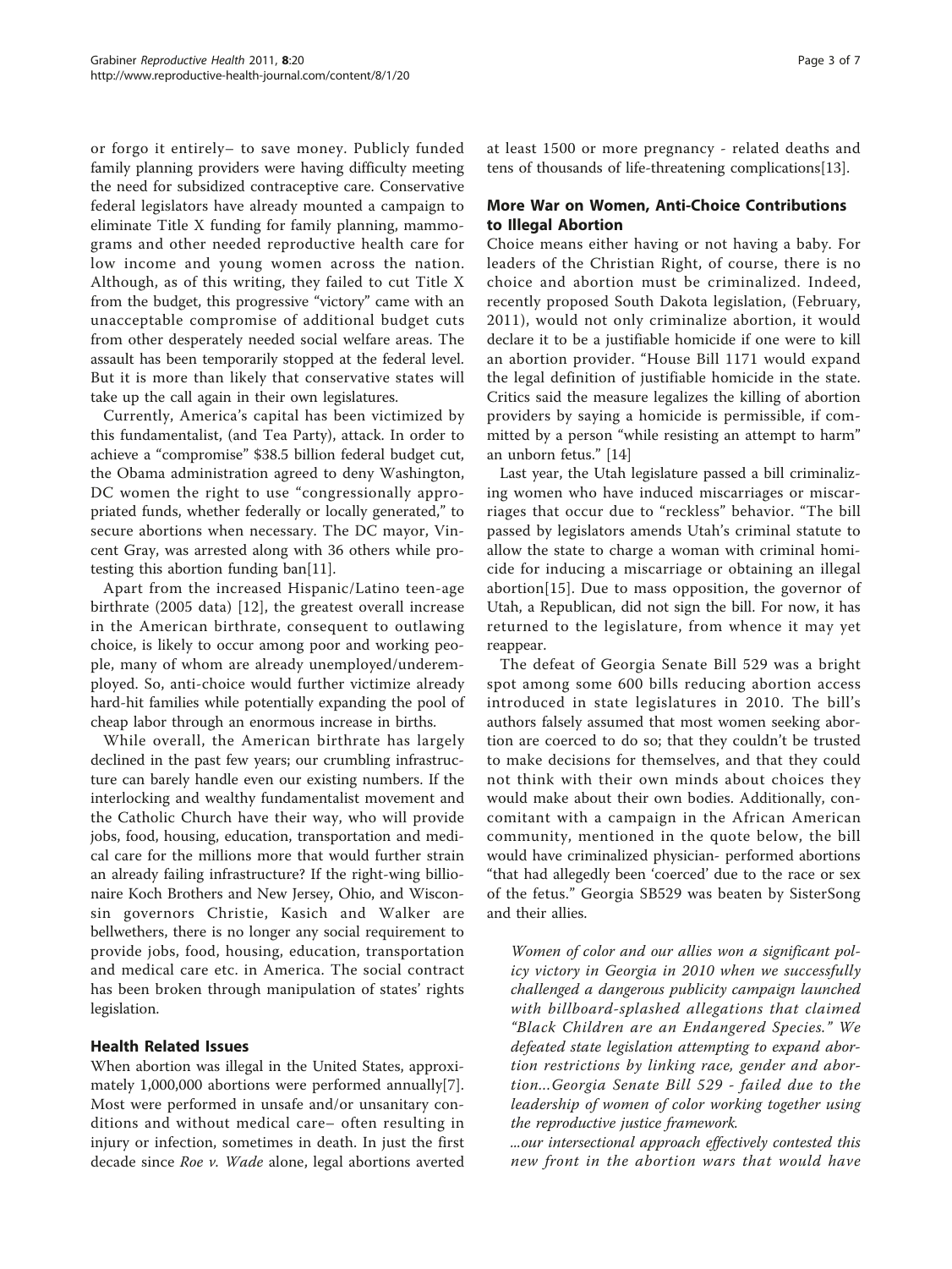or forgo it entirely– to save money. Publicly funded family planning providers were having difficulty meeting the need for subsidized contraceptive care. Conservative federal legislators have already mounted a campaign to eliminate Title X funding for family planning, mammograms and other needed reproductive health care for low income and young women across the nation. Although, as of this writing, they failed to cut Title X from the budget, this progressive "victory" came with an unacceptable compromise of additional budget cuts from other desperately needed social welfare areas. The assault has been temporarily stopped at the federal level. But it is more than likely that conservative states will take up the call again in their own legislatures.

Currently, America's capital has been victimized by this fundamentalist, (and Tea Party), attack. In order to achieve a "compromise" $38.5 billion federal budget cut, the Obama administration agreed to deny Washington, DC women the right to use "congressionally appropriated funds, whether federally or locally generated," to secure abortions when necessary. The DC mayor, Vincent Gray, was arrested along with 36 others while protesting this abortion funding ban[11].

Apart from the increased Hispanic/Latino teen-age birthrate (2005 data) [12], the greatest overall increase in the American birthrate, consequent to outlawing choice, is likely to occur among poor and working people, many of whom are already unemployed/underemployed. So, anti-choice would further victimize already hard-hit families while potentially expanding the pool of cheap labor through an enormous increase in births.

While overall, the American birthrate has largely declined in the past few years; our crumbling infrastructure can barely handle even our existing numbers. If the interlocking and wealthy fundamentalist movement and the Catholic Church have their way, who will provide jobs, food, housing, education, transportation and medical care for the millions more that would further strain an already failing infrastructure? If the right-wing billionaire Koch Brothers and New Jersey, Ohio, and Wisconsin governors Christie, Kasich and Walker are bellwethers, there is no longer any social requirement to provide jobs, food, housing, education, transportation and medical care etc. in America. The social contract has been broken through manipulation of states' rights legislation.

## Health Related Issues

When abortion was illegal in the United States, approximately 1,000,000 abortions were performed annually[7]. Most were performed in unsafe and/or unsanitary conditions and without medical care– often resulting in injury or infection, sometimes in death. In just the first decade since *Roe v. Wade* alone, legal abortions averted at least 1500 or more pregnancy - related deaths and tens of thousands of life-threatening complications[13].

## More War on Women, Anti-Choice Contributions to Illegal Abortion

Choice means either having or not having a baby. For leaders of the Christian Right, of course, there is no choice and abortion must be criminalized. Indeed, recently proposed South Dakota legislation, (February, 2011), would not only criminalize abortion, it would declare it to be a justifiable homicide if one were to kill an abortion provider. "House Bill 1171 would expand the legal definition of justifiable homicide in the state. Critics said the measure legalizes the killing of abortion providers by saying a homicide is permissible, if committed by a person "while resisting an attempt to harm" an unborn fetus." [14]

Last year, the Utah legislature passed a bill criminalizing women who have induced miscarriages or miscarriages that occur due to "reckless" behavior. "The bill passed by legislators amends Utah's criminal statute to allow the state to charge a woman with criminal homicide for inducing a miscarriage or obtaining an illegal abortion[15]. Due to mass opposition, the governor of Utah, a Republican, did not sign the bill. For now, it has returned to the legislature, from whence it may yet reappear.

The defeat of Georgia Senate Bill 529 was a bright spot among some 600 bills reducing abortion access introduced in state legislatures in 2010. The bill's authors falsely assumed that most women seeking abortion are coerced to do so; that they couldn't be trusted to make decisions for themselves, and that they could not think with their own minds about choices they would make about their own bodies. Additionally, concomitant with a campaign in the African American community, mentioned in the quote below, the bill would have criminalized physician- performed abortions "that had allegedly been 'coerced' due to the race or sex of the fetus." Georgia SB529 was beaten by SisterSong and their allies.

> *Women of color and our allies won a significant policy victory in Georgia in 2010 when we successfully challenged a dangerous publicity campaign launched with billboard-splashed allegations that claimed "Black Children are an Endangered Species." We defeated state legislation attempting to expand abortion restrictions by linking race, gender and abortion...Georgia Senate Bill 529 - failed due to the leadership of women of color working together using the reproductive justice framework.*
>
> *...our intersectional approach effectively contested this new front in the abortion wars that would have*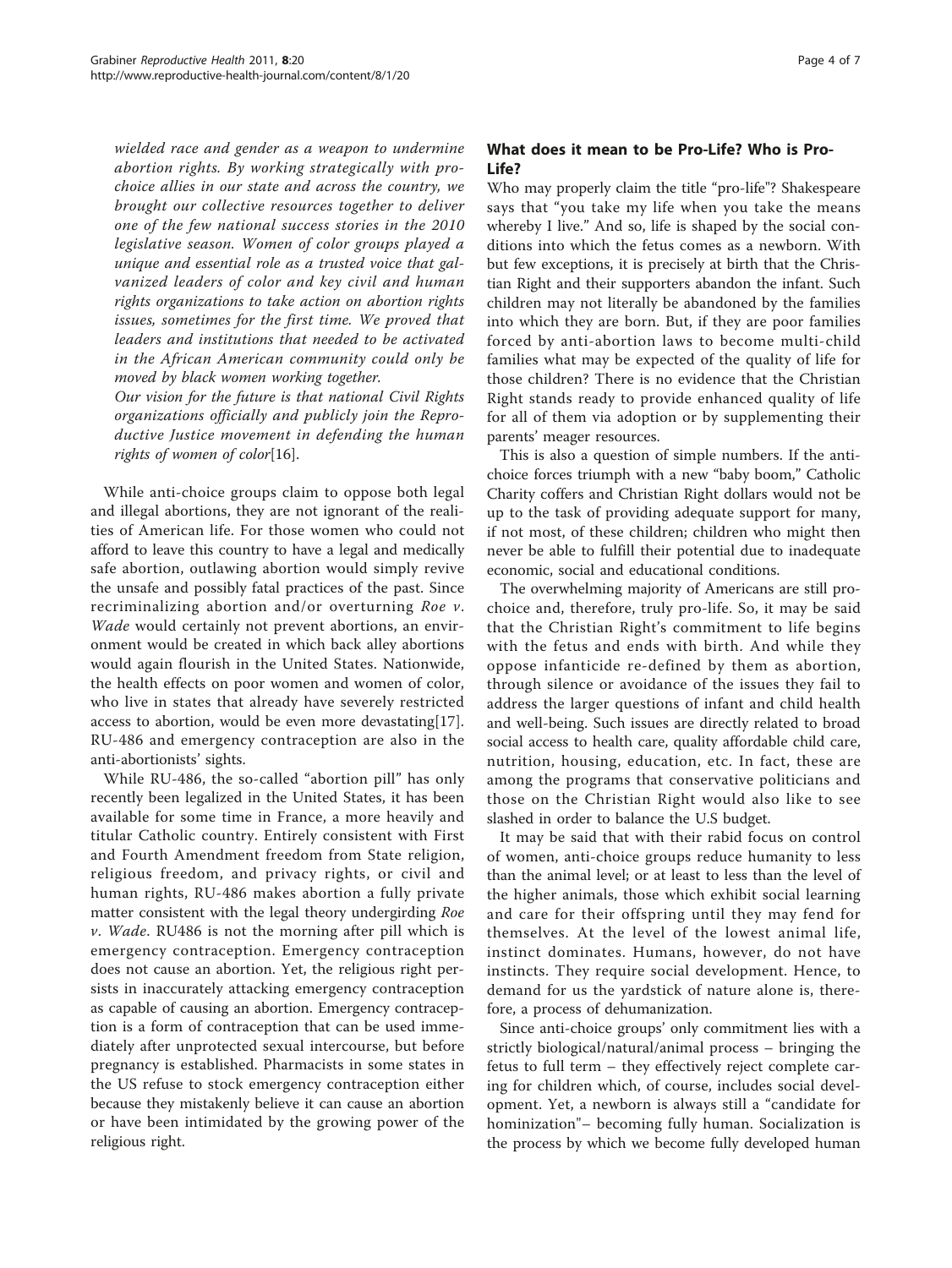*wielded race and gender as a weapon to undermine abortion rights. By working strategically with pro-choice allies in our state and across the country, we brought our collective resources together to deliver one of the few national success stories in the 2010 legislative season. Women of color groups played a unique and essential role as a trusted voice that galvanized leaders of color and key civil and human rights organizations to take action on abortion rights issues, sometimes for the first time. We proved that leaders and institutions that needed to be activated in the African American community could only be moved by black women working together.*

*Our vision for the future is that national Civil Rights organizations officially and publicly join the Reproductive Justice movement in defending the human rights of women of color*[16].

While anti-choice groups claim to oppose both legal and illegal abortions, they are not ignorant of the realities of American life. For those women who could not afford to leave this country to have a legal and medically safe abortion, outlawing abortion would simply revive the unsafe and possibly fatal practices of the past. Since recriminalizing abortion and/or overturning *Roe v. Wade* would certainly not prevent abortions, an environment would be created in which back alley abortions would again flourish in the United States. Nationwide, the health effects on poor women and women of color, who live in states that already have severely restricted access to abortion, would be even more devastating[17]. RU-486 and emergency contraception are also in the anti-abortionists' sights.

While RU-486, the so-called "abortion pill" has only recently been legalized in the United States, it has been available for some time in France, a more heavily and titular Catholic country. Entirely consistent with First and Fourth Amendment freedom from State religion, religious freedom, and privacy rights, or civil and human rights, RU-486 makes abortion a fully private matter consistent with the legal theory undergirding *Roe v. Wade*. RU486 is not the morning after pill which is emergency contraception. Emergency contraception does not cause an abortion. Yet, the religious right persists in inaccurately attacking emergency contraception as capable of causing an abortion. Emergency contraception is a form of contraception that can be used immediately after unprotected sexual intercourse, but before pregnancy is established. Pharmacists in some states in the US refuse to stock emergency contraception either because they mistakenly believe it can cause an abortion or have been intimidated by the growing power of the religious right.

## What does it mean to be Pro-Life? Who is Pro-Life?

Who may properly claim the title "pro-life"? Shakespeare says that "you take my life when you take the means whereby I live." And so, life is shaped by the social conditions into which the fetus comes as a newborn. With but few exceptions, it is precisely at birth that the Christian Right and their supporters abandon the infant. Such children may not literally be abandoned by the families into which they are born. But, if they are poor families forced by anti-abortion laws to become multi-child families what may be expected of the quality of life for those children? There is no evidence that the Christian Right stands ready to provide enhanced quality of life for all of them via adoption or by supplementing their parents' meager resources.

This is also a question of simple numbers. If the anti-choice forces triumph with a new "baby boom," Catholic Charity coffers and Christian Right dollars would not be up to the task of providing adequate support for many, if not most, of these children; children who might then never be able to fulfill their potential due to inadequate economic, social and educational conditions.

The overwhelming majority of Americans are still pro-choice and, therefore, truly pro-life. So, it may be said that the Christian Right's commitment to life begins with the fetus and ends with birth. And while they oppose infanticide re-defined by them as abortion, through silence or avoidance of the issues they fail to address the larger questions of infant and child health and well-being. Such issues are directly related to broad social access to health care, quality affordable child care, nutrition, housing, education, etc. In fact, these are among the programs that conservative politicians and those on the Christian Right would also like to see slashed in order to balance the U.S budget.

It may be said that with their rabid focus on control of women, anti-choice groups reduce humanity to less than the animal level; or at least to less than the level of the higher animals, those which exhibit social learning and care for their offspring until they may fend for themselves. At the level of the lowest animal life, instinct dominates. Humans, however, do not have instincts. They require social development. Hence, to demand for us the yardstick of nature alone is, therefore, a process of dehumanization.

Since anti-choice groups' only commitment lies with a strictly biological/natural/animal process – bringing the fetus to full term – they effectively reject complete caring for children which, of course, includes social development. Yet, a newborn is always still a "candidate for hominization"– becoming fully human. Socialization is the process by which we become fully developed human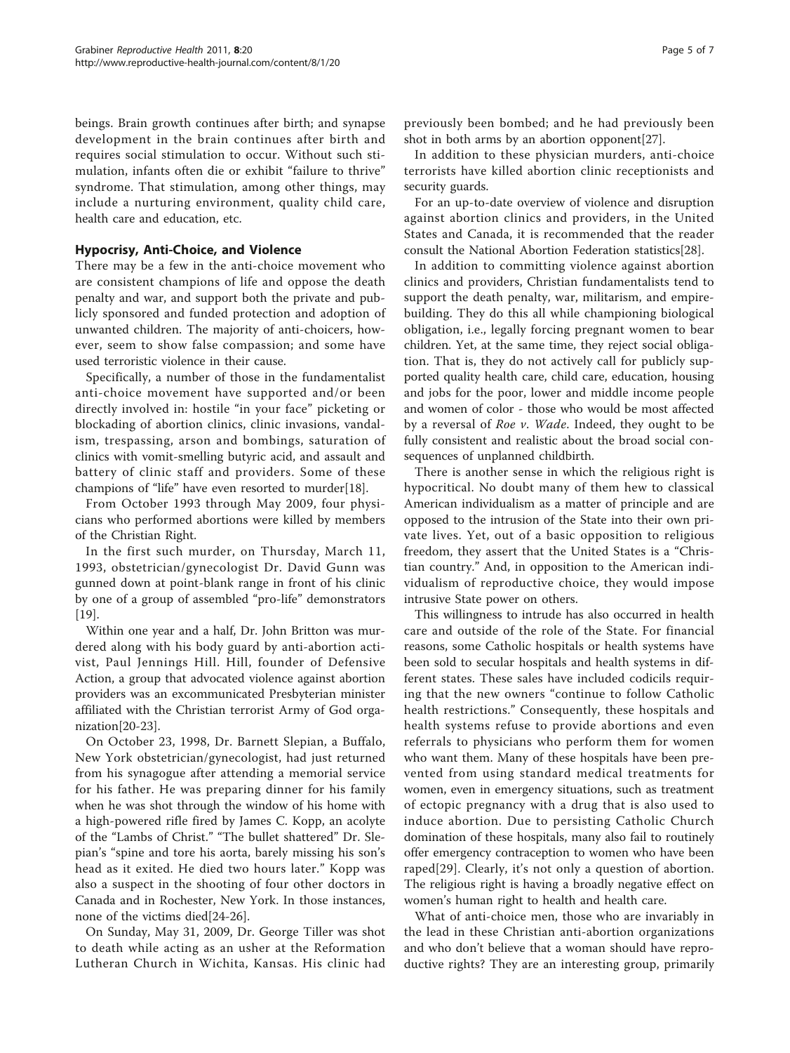beings. Brain growth continues after birth; and synapse development in the brain continues after birth and requires social stimulation to occur. Without such stimulation, infants often die or exhibit "failure to thrive" syndrome. That stimulation, among other things, may include a nurturing environment, quality child care, health care and education, etc.

## Hypocrisy, Anti-Choice, and Violence

There may be a few in the anti-choice movement who are consistent champions of life and oppose the death penalty and war, and support both the private and publicly sponsored and funded protection and adoption of unwanted children. The majority of anti-choicers, however, seem to show false compassion; and some have used terroristic violence in their cause.

Specifically, a number of those in the fundamentalist anti-choice movement have supported and/or been directly involved in: hostile "in your face" picketing or blockading of abortion clinics, clinic invasions, vandalism, trespassing, arson and bombings, saturation of clinics with vomit-smelling butyric acid, and assault and battery of clinic staff and providers. Some of these champions of "life" have even resorted to murder[18].

From October 1993 through May 2009, four physicians who performed abortions were killed by members of the Christian Right.

In the first such murder, on Thursday, March 11, 1993, obstetrician/gynecologist Dr. David Gunn was gunned down at point-blank range in front of his clinic by one of a group of assembled "pro-life" demonstrators [19].

Within one year and a half, Dr. John Britton was murdered along with his body guard by anti-abortion activist, Paul Jennings Hill. Hill, founder of Defensive Action, a group that advocated violence against abortion providers was an excommunicated Presbyterian minister affiliated with the Christian terrorist Army of God organization[20-23].

On October 23, 1998, Dr. Barnett Slepian, a Buffalo, New York obstetrician/gynecologist, had just returned from his synagogue after attending a memorial service for his father. He was preparing dinner for his family when he was shot through the window of his home with a high-powered rifle fired by James C. Kopp, an acolyte of the "Lambs of Christ." "The bullet shattered" Dr. Slepian's "spine and tore his aorta, barely missing his son's head as it exited. He died two hours later." Kopp was also a suspect in the shooting of four other doctors in Canada and in Rochester, New York. In those instances, none of the victims died[24-26].

On Sunday, May 31, 2009, Dr. George Tiller was shot to death while acting as an usher at the Reformation Lutheran Church in Wichita, Kansas. His clinic had previously been bombed; and he had previously been shot in both arms by an abortion opponent[27].

In addition to these physician murders, anti-choice terrorists have killed abortion clinic receptionists and security guards.

For an up-to-date overview of violence and disruption against abortion clinics and providers, in the United States and Canada, it is recommended that the reader consult the National Abortion Federation statistics[28].

In addition to committing violence against abortion clinics and providers, Christian fundamentalists tend to support the death penalty, war, militarism, and empire-building. They do this all while championing biological obligation, i.e., legally forcing pregnant women to bear children. Yet, at the same time, they reject social obligation. That is, they do not actively call for publicly supported quality health care, child care, education, housing and jobs for the poor, lower and middle income people and women of color - those who would be most affected by a reversal of *Roe v. Wade*. Indeed, they ought to be fully consistent and realistic about the broad social consequences of unplanned childbirth.

There is another sense in which the religious right is hypocritical. No doubt many of them hew to classical American individualism as a matter of principle and are opposed to the intrusion of the State into their own private lives. Yet, out of a basic opposition to religious freedom, they assert that the United States is a "Christian country." And, in opposition to the American individualism of reproductive choice, they would impose intrusive State power on others.

This willingness to intrude has also occurred in health care and outside of the role of the State. For financial reasons, some Catholic hospitals or health systems have been sold to secular hospitals and health systems in different states. These sales have included codicils requiring that the new owners "continue to follow Catholic health restrictions." Consequently, these hospitals and health systems refuse to provide abortions and even referrals to physicians who perform them for women who want them. Many of these hospitals have been prevented from using standard medical treatments for women, even in emergency situations, such as treatment of ectopic pregnancy with a drug that is also used to induce abortion. Due to persisting Catholic Church domination of these hospitals, many also fail to routinely offer emergency contraception to women who have been raped[29]. Clearly, it's not only a question of abortion. The religious right is having a broadly negative effect on women's human right to health and health care.

What of anti-choice men, those who are invariably in the lead in these Christian anti-abortion organizations and who don't believe that a woman should have reproductive rights? They are an interesting group, primarily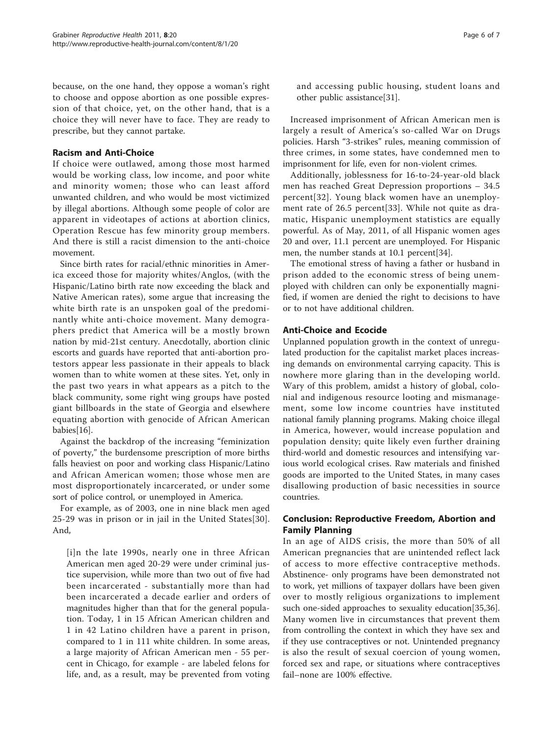because, on the one hand, they oppose a woman's right to choose and oppose abortion as one possible expression of that choice, yet, on the other hand, that is a choice they will never have to face. They are ready to prescribe, but they cannot partake.

## Racism and Anti-Choice

If choice were outlawed, among those most harmed would be working class, low income, and poor white and minority women; those who can least afford unwanted children, and who would be most victimized by illegal abortions. Although some people of color are apparent in videotapes of actions at abortion clinics, Operation Rescue has few minority group members. And there is still a racist dimension to the anti-choice movement.

Since birth rates for racial/ethnic minorities in America exceed those for majority whites/Anglos, (with the Hispanic/Latino birth rate now exceeding the black and Native American rates), some argue that increasing the white birth rate is an unspoken goal of the predominantly white anti-choice movement. Many demographers predict that America will be a mostly brown nation by mid-21st century. Anecdotally, abortion clinic escorts and guards have reported that anti-abortion protestors appear less passionate in their appeals to black women than to white women at these sites. Yet, only in the past two years in what appears as a pitch to the black community, some right wing groups have posted giant billboards in the state of Georgia and elsewhere equating abortion with genocide of African American babies[16].

Against the backdrop of the increasing "feminization of poverty," the burdensome prescription of more births falls heaviest on poor and working class Hispanic/Latino and African American women; those whose men are most disproportionately incarcerated, or under some sort of police control, or unemployed in America.

For example, as of 2003, one in nine black men aged 25-29 was in prison or in jail in the United States[30]. And,

> [i]n the late 1990s, nearly one in three African American men aged 20-29 were under criminal justice supervision, while more than two out of five had been incarcerated - substantially more than had been incarcerated a decade earlier and orders of magnitudes higher than that for the general population. Today, 1 in 15 African American children and 1 in 42 Latino children have a parent in prison, compared to 1 in 111 white children. In some areas, a large majority of African American men - 55 percent in Chicago, for example - are labeled felons for life, and, as a result, may be prevented from voting and accessing public housing, student loans and other public assistance[31].

Increased imprisonment of African American men is largely a result of America's so-called War on Drugs policies. Harsh "3-strikes" rules, meaning commission of three crimes, in some states, have condemned men to imprisonment for life, even for non-violent crimes.

Additionally, joblessness for 16-to-24-year-old black men has reached Great Depression proportions – 34.5 percent[32]. Young black women have an unemployment rate of 26.5 percent[33]. While not quite as dramatic, Hispanic unemployment statistics are equally powerful. As of May, 2011, of all Hispanic women ages 20 and over, 11.1 percent are unemployed. For Hispanic men, the number stands at 10.1 percent[34].

The emotional stress of having a father or husband in prison added to the economic stress of being unemployed with children can only be exponentially magnified, if women are denied the right to decisions to have or to not have additional children.

## Anti-Choice and Ecocide

Unplanned population growth in the context of unregulated production for the capitalist market places increasing demands on environmental carrying capacity. This is nowhere more glaring than in the developing world. Wary of this problem, amidst a history of global, colonial and indigenous resource looting and mismanagement, some low income countries have instituted national family planning programs. Making choice illegal in America, however, would increase population and population density; quite likely even further draining third-world and domestic resources and intensifying various world ecological crises. Raw materials and finished goods are imported to the United States, in many cases disallowing production of basic necessities in source countries.

## Conclusion: Reproductive Freedom, Abortion and Family Planning

In an age of AIDS crisis, the more than 50% of all American pregnancies that are unintended reflect lack of access to more effective contraceptive methods. Abstinence- only programs have been demonstrated not to work, yet millions of taxpayer dollars have been given over to mostly religious organizations to implement such one-sided approaches to sexuality education[35,36]. Many women live in circumstances that prevent them from controlling the context in which they have sex and if they use contraceptives or not. Unintended pregnancy is also the result of sexual coercion of young women, forced sex and rape, or situations where contraceptives fail–none are 100% effective.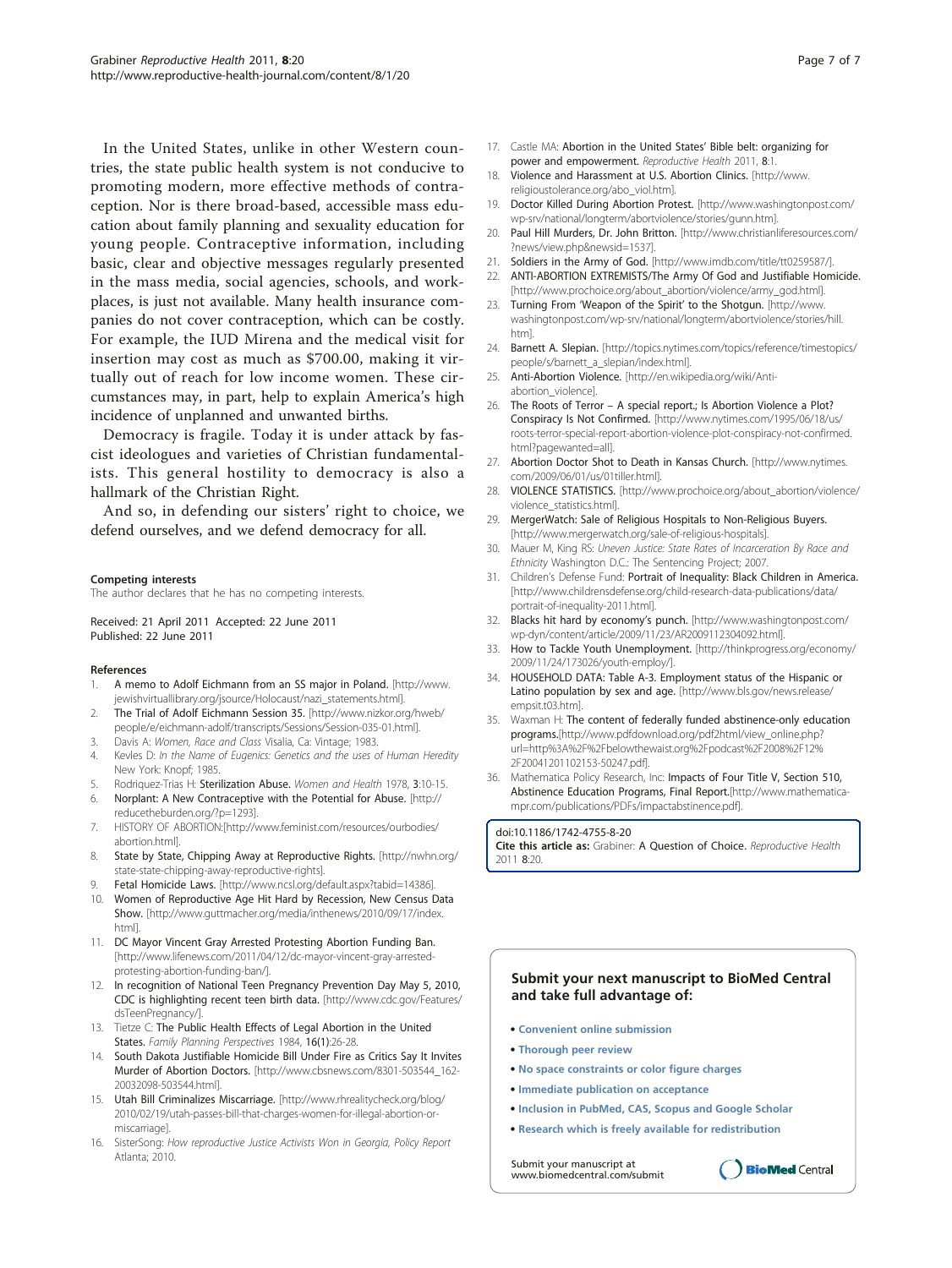In the United States, unlike in other Western countries, the state public health system is not conducive to promoting modern, more effective methods of contraception. Nor is there broad-based, accessible mass education about family planning and sexuality education for young people. Contraceptive information, including basic, clear and objective messages regularly presented in the mass media, social agencies, schools, and workplaces, is just not available. Many health insurance companies do not cover contraception, which can be costly. For example, the IUD Mirena and the medical visit for insertion may cost as much as $700.00, making it virtually out of reach for low income women. These circumstances may, in part, help to explain America's high incidence of unplanned and unwanted births.

Democracy is fragile. Today it is under attack by fascist ideologues and varieties of Christian fundamentalists. This general hostility to democracy is also a hallmark of the Christian Right.

And so, in defending our sisters' right to choice, we defend ourselves, and we defend democracy for all.

#### Competing interests

The author declares that he has no competing interests.

Received: 21 April 2011 Accepted: 22 June 2011
Published: 22 June 2011

#### References

1. A memo to Adolf Eichmann from an SS major in Poland. [http://www.jewishvirtuallibrary.org/jsource/Holocaust/nazi_statements.html].
2. The Trial of Adolf Eichmann Session 35. [http://www.nizkor.org/hweb/people/e/eichmann-adolf/transcripts/Sessions/Session-035-01.html].
3. Davis A: *Women, Race and Class* Visalia, Ca: Vintage; 1983.
4. Kevles D: *In the Name of Eugenics: Genetics and the uses of Human Heredity* New York: Knopf; 1985.
5. Rodriquez-Trias H: **Sterilization Abuse.** *Women and Health* 1978, **3**:10-15.
6. Norplant: A New Contraceptive with the Potential for Abuse. [http://reducetheburden.org/?p=1293].
7. HISTORY OF ABORTION:[http://www.feminist.com/resources/ourbodies/abortion.html].
8. State by State, Chipping Away at Reproductive Rights. [http://nwhn.org/state-state-chipping-away-reproductive-rights].
9. Fetal Homicide Laws. [http://www.ncsl.org/default.aspx?tabid=14386].
10. Women of Reproductive Age Hit Hard by Recession, New Census Data Show. [http://www.guttmacher.org/media/inthenews/2010/09/17/index.html].
11. DC Mayor Vincent Gray Arrested Protesting Abortion Funding Ban. [http://www.lifenews.com/2011/04/12/dc-mayor-vincent-gray-arrested-protesting-abortion-funding-ban/].
12. In recognition of National Teen Pregnancy Prevention Day May 5, 2010, CDC is highlighting recent teen birth data. [http://www.cdc.gov/Features/dsTeenPregnancy/].
13. Tietze C: **The Public Health Effects of Legal Abortion in the United States.** *Family Planning Perspectives* 1984, **16(1)**:26-28.
14. South Dakota Justifiable Homicide Bill Under Fire as Critics Say It Invites Murder of Abortion Doctors. [http://www.cbsnews.com/8301-503544_162-20032098-503544.html].
15. Utah Bill Criminalizes Miscarriage. [http://www.rhrealitycheck.org/blog/2010/02/19/utah-passes-bill-that-charges-women-for-illegal-abortion-or-miscarriage].
16. SisterSong: *How reproductive Justice Activists Won in Georgia, Policy Report* Atlanta; 2010.
17. Castle MA: **Abortion in the United States' Bible belt: organizing for power and empowerment.** *Reproductive Health* 2011, **8**:1.
18. Violence and Harassment at U.S. Abortion Clinics. [http://www.religioustolerance.org/abo_viol.htm].
19. Doctor Killed During Abortion Protest. [http://www.washingtonpost.com/wp-srv/national/longterm/abortviolence/stories/gunn.htm].
20. Paul Hill Murders, Dr. John Britton. [http://www.christianliferesources.com/?news/view.php&newsid=1537].
21. Soldiers in the Army of God. [http://www.imdb.com/title/tt0259587/].
22. ANTI-ABORTION EXTREMISTS/The Army Of God and Justifiable Homicide. [http://www.prochoice.org/about_abortion/violence/army_god.html].
23. Turning From 'Weapon of the Spirit' to the Shotgun. [http://www.washingtonpost.com/wp-srv/national/longterm/abortviolence/stories/hill.htm].
24. Barnett A. Slepian. [http://topics.nytimes.com/topics/reference/timestopics/people/s/barnett_a_slepian/index.html].
25. Anti-Abortion Violence. [http://en.wikipedia.org/wiki/Anti-abortion_violence].
26. The Roots of Terror – A special report.; Is Abortion Violence a Plot? Conspiracy Is Not Confirmed. [http://www.nytimes.com/1995/06/18/us/roots-terror-special-report-abortion-violence-plot-conspiracy-not-confirmed.html?pagewanted=all].
27. Abortion Doctor Shot to Death in Kansas Church. [http://www.nytimes.com/2009/06/01/us/01tiller.html].
28. VIOLENCE STATISTICS. [http://www.prochoice.org/about_abortion/violence/violence_statistics.html].
29. MergerWatch: Sale of Religious Hospitals to Non-Religious Buyers. [http://www.mergerwatch.org/sale-of-religious-hospitals].
30. Mauer M, King RS: *Uneven Justice: State Rates of Incarceration By Race and Ethnicity* Washington D.C.: The Sentencing Project; 2007.
31. Children's Defense Fund: **Portrait of Inequality: Black Children in America.** [http://www.childrensdefense.org/child-research-data-publications/data/portrait-of-inequality-2011.html].
32. Blacks hit hard by economy's punch. [http://www.washingtonpost.com/wp-dyn/content/article/2009/11/23/AR2009112304092.html].
33. How to Tackle Youth Unemployment. [http://thinkprogress.org/economy/2009/11/24/173026/youth-employ/].
34. HOUSEHOLD DATA: Table A-3. Employment status of the Hispanic or Latino population by sex and age. [http://www.bls.gov/news.release/empsit.t03.htm].
35. Waxman H: **The content of federally funded abstinence-only education programs.**[http://www.pdfdownload.org/pdf2html/view_online.php?url=http%3A%2F%2Fbelowthewaist.org%2Fpodcast%2F2008%2F12%2F20041201102153-50247.pdf].
36. Mathematica Policy Research, Inc: **Impacts of Four Title V, Section 510, Abstinence Education Programs, Final Report.**[http://www.mathematica-mpr.com/publications/PDFs/impactabstinence.pdf].

doi:10.1186/1742-4755-8-20
**Cite this article as:** Grabiner: A Question of Choice. *Reproductive Health* 2011 **8**:20.